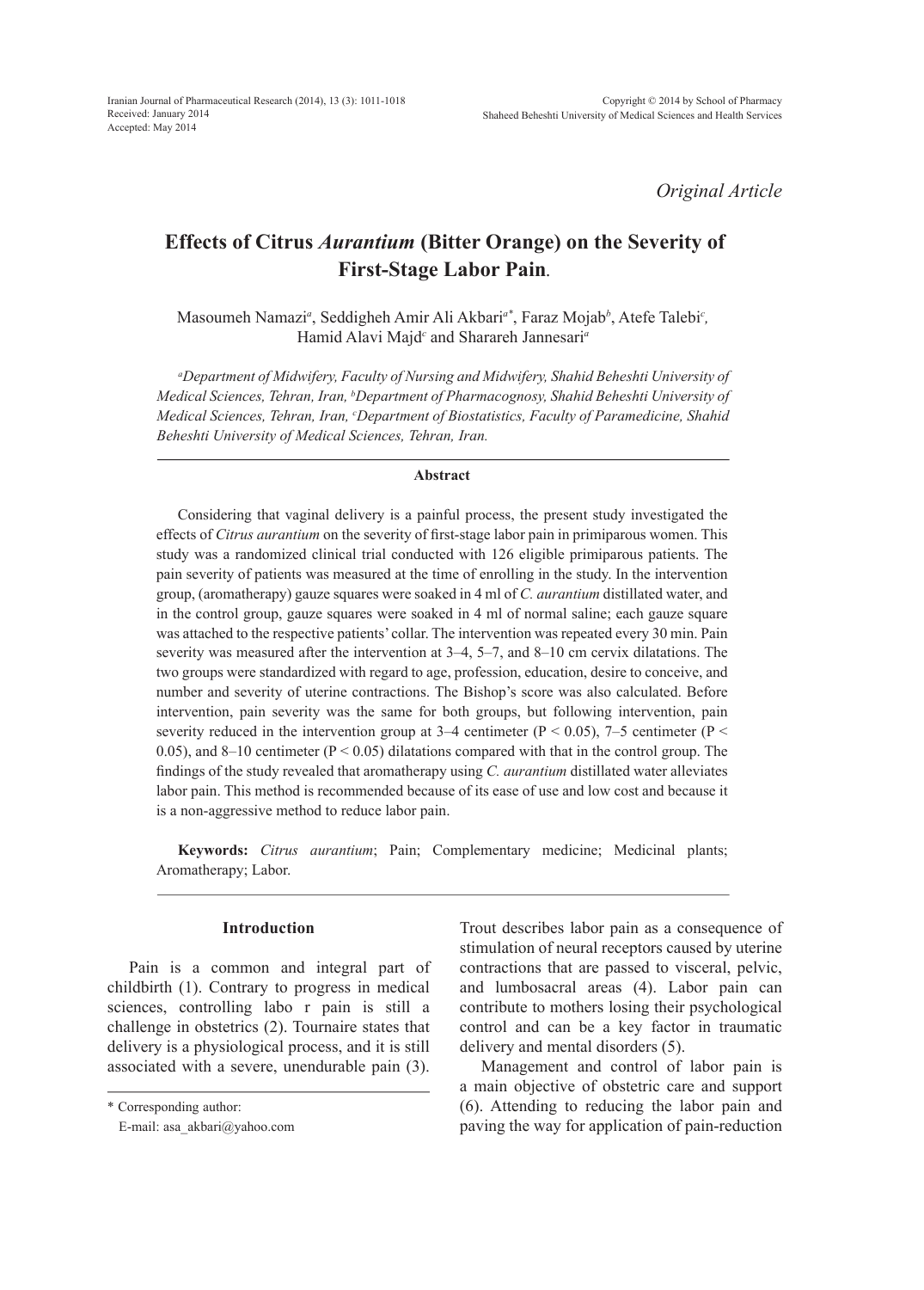*Original Article*

# Effects of Citrus *Aurantium* (Bitter Orange) on the Severity of First-Stage Labor Pain.

Masoumeh Namazi[a], Seddigheh Amir Ali Akbari[a*], Faraz Mojab[b], Atefe Talebi[c], Hamid Alavi Majd[c] and Sharareh Jannesari[a]

[a]*Department of Midwifery, Faculty of Nursing and Midwifery, Shahid Beheshti University of Medical Sciences, Tehran, Iran,* [b]*Department of Pharmacognosy, Shahid Beheshti University of Medical Sciences, Tehran, Iran,* [c]*Department of Biostatistics, Faculty of Paramedicine, Shahid Beheshti University of Medical Sciences, Tehran, Iran.*

## Abstract

Considering that vaginal delivery is a painful process, the present study investigated the effects of *Citrus aurantium* on the severity of first-stage labor pain in primiparous women. This study was a randomized clinical trial conducted with 126 eligible primiparous patients. The pain severity of patients was measured at the time of enrolling in the study. In the intervention group, (aromatherapy) gauze squares were soaked in 4 ml of *C. aurantium* distillated water, and in the control group, gauze squares were soaked in 4 ml of normal saline; each gauze square was attached to the respective patients' collar. The intervention was repeated every 30 min. Pain severity was measured after the intervention at 3–4, 5–7, and 8–10 cm cervix dilatations. The two groups were standardized with regard to age, profession, education, desire to conceive, and number and severity of uterine contractions. The Bishop's score was also calculated. Before intervention, pain severity was the same for both groups, but following intervention, pain severity reduced in the intervention group at 3–4 centimeter ($P < 0.05$), 7–5 centimeter ($P < 0.05$), and 8–10 centimeter ($P < 0.05$) dilatations compared with that in the control group. The findings of the study revealed that aromatherapy using *C. aurantium* distillated water alleviates labor pain. This method is recommended because of its ease of use and low cost and because it is a non-aggressive method to reduce labor pain.

**Keywords:** *Citrus aurantium*; Pain; Complementary medicine; Medicinal plants; Aromatherapy; Labor.

## Introduction

Pain is a common and integral part of childbirth (1). Contrary to progress in medical sciences, controlling labo r pain is still a challenge in obstetrics (2). Tournaire states that delivery is a physiological process, and it is still associated with a severe, unendurable pain (3). Trout describes labor pain as a consequence of stimulation of neural receptors caused by uterine contractions that are passed to visceral, pelvic, and lumbosacral areas (4). Labor pain can contribute to mothers losing their psychological control and can be a key factor in traumatic delivery and mental disorders (5).

Management and control of labor pain is a main objective of obstetric care and support (6). Attending to reducing the labor pain and paving the way for application of pain-reduction

\* Corresponding author:
E-mail: asa_akbari@yahoo.com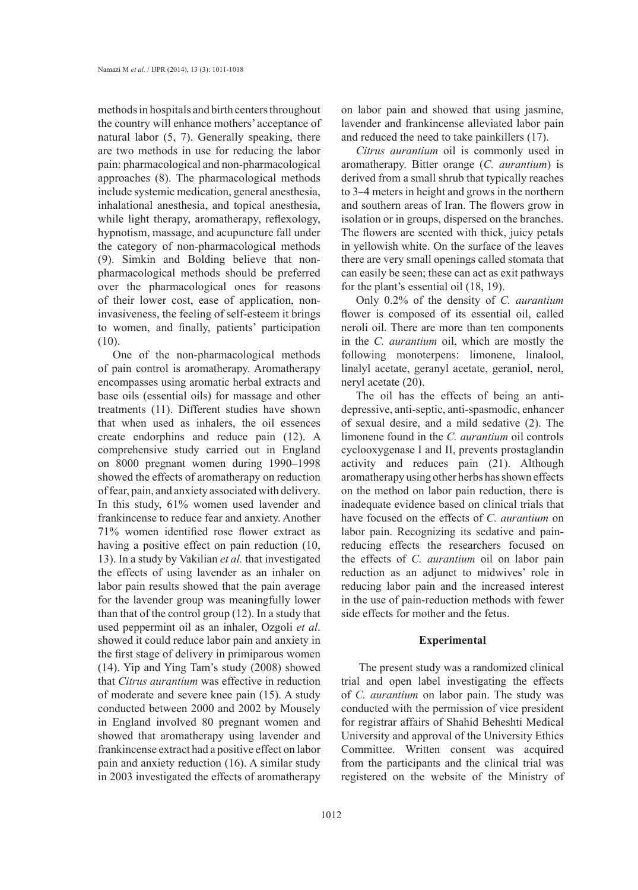methods in hospitals and birth centers throughout the country will enhance mothers' acceptance of natural labor (5, 7). Generally speaking, there are two methods in use for reducing the labor pain: pharmacological and non-pharmacological approaches (8). The pharmacological methods include systemic medication, general anesthesia, inhalational anesthesia, and topical anesthesia, while light therapy, aromatherapy, reflexology, hypnotism, massage, and acupuncture fall under the category of non-pharmacological methods (9). Simkin and Bolding believe that non-pharmacological methods should be preferred over the pharmacological ones for reasons of their lower cost, ease of application, non-invasiveness, the feeling of self-esteem it brings to women, and finally, patients' participation (10).

One of the non-pharmacological methods of pain control is aromatherapy. Aromatherapy encompasses using aromatic herbal extracts and base oils (essential oils) for massage and other treatments (11). Different studies have shown that when used as inhalers, the oil essences create endorphins and reduce pain (12). A comprehensive study carried out in England on 8000 pregnant women during 1990–1998 showed the effects of aromatherapy on reduction of fear, pain, and anxiety associated with delivery. In this study, 61% women used lavender and frankincense to reduce fear and anxiety. Another 71% women identified rose flower extract as having a positive effect on pain reduction (10, 13). In a study by Vakilian *et al.* that investigated the effects of using lavender as an inhaler on labor pain results showed that the pain average for the lavender group was meaningfully lower than that of the control group (12). In a study that used peppermint oil as an inhaler, Ozgoli *et al*. showed it could reduce labor pain and anxiety in the first stage of delivery in primiparous women (14). Yip and Ying Tam's study (2008) showed that *Citrus aurantium* was effective in reduction of moderate and severe knee pain (15). A study conducted between 2000 and 2002 by Mousely in England involved 80 pregnant women and showed that aromatherapy using lavender and frankincense extract had a positive effect on labor pain and anxiety reduction (16). A similar study in 2003 investigated the effects of aromatherapy on labor pain and showed that using jasmine, lavender and frankincense alleviated labor pain and reduced the need to take painkillers (17).

*Citrus aurantium* oil is commonly used in aromatherapy. Bitter orange (*C. aurantium*) is derived from a small shrub that typically reaches to 3–4 meters in height and grows in the northern and southern areas of Iran. The flowers grow in isolation or in groups, dispersed on the branches. The flowers are scented with thick, juicy petals in yellowish white. On the surface of the leaves there are very small openings called stomata that can easily be seen; these can act as exit pathways for the plant's essential oil (18, 19).

Only 0.2% of the density of *C. aurantium* flower is composed of its essential oil, called neroli oil. There are more than ten components in the *C. aurantium* oil, which are mostly the following monoterpens: limonene, linalool, linalyl acetate, geranyl acetate, geraniol, nerol, neryl acetate (20).

The oil has the effects of being an anti-depressive, anti-septic, anti-spasmodic, enhancer of sexual desire, and a mild sedative (2). The limonene found in the *C. aurantium* oil controls cyclooxygenase I and II, prevents prostaglandin activity and reduces pain (21). Although aromatherapy using other herbs has shown effects on the method on labor pain reduction, there is inadequate evidence based on clinical trials that have focused on the effects of *C. aurantium* on labor pain. Recognizing its sedative and pain-reducing effects the researchers focused on the effects of *C. aurantium* oil on labor pain reduction as an adjunct to midwives' role in reducing labor pain and the increased interest in the use of pain-reduction methods with fewer side effects for mother and the fetus.

## Experimental

The present study was a randomized clinical trial and open label investigating the effects of *C. aurantium* on labor pain. The study was conducted with the permission of vice president for registrar affairs of Shahid Beheshti Medical University and approval of the University Ethics Committee. Written consent was acquired from the participants and the clinical trial was registered on the website of the Ministry of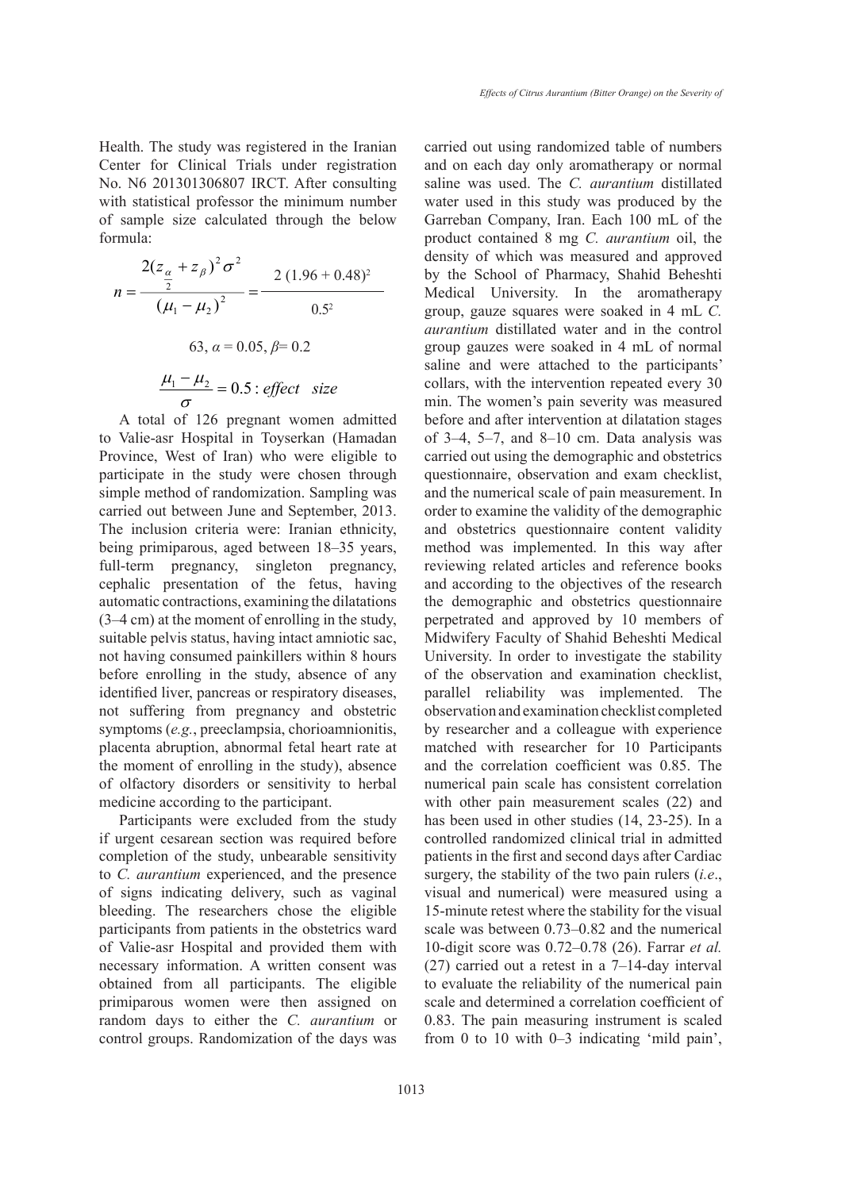Health. The study was registered in the Iranian Center for Clinical Trials under registration No. N6 201301306807 IRCT. After consulting with statistical professor the minimum number of sample size calculated through the below formula:

$$n = \frac{2(z_{\frac{\alpha}{2}} + z_{\beta})^2 \sigma^2}{(\mu_1 - \mu_2)^2} = \frac{2\,(1.96 + 0.48)^2}{0.5^2}$$

$$63,\ \alpha = 0.05,\ \beta = 0.2$$

$$\frac{\mu_1 - \mu_2}{\sigma} = 0.5 : \textit{effect size}$$

A total of 126 pregnant women admitted to Valie-asr Hospital in Toyserkan (Hamadan Province, West of Iran) who were eligible to participate in the study were chosen through simple method of randomization. Sampling was carried out between June and September, 2013. The inclusion criteria were: Iranian ethnicity, being primiparous, aged between 18–35 years, full-term pregnancy, singleton pregnancy, cephalic presentation of the fetus, having automatic contractions, examining the dilatations (3–4 cm) at the moment of enrolling in the study, suitable pelvis status, having intact amniotic sac, not having consumed painkillers within 8 hours before enrolling in the study, absence of any identified liver, pancreas or respiratory diseases, not suffering from pregnancy and obstetric symptoms (*e.g.*, preeclampsia, chorioamnionitis, placenta abruption, abnormal fetal heart rate at the moment of enrolling in the study), absence of olfactory disorders or sensitivity to herbal medicine according to the participant.

Participants were excluded from the study if urgent cesarean section was required before completion of the study, unbearable sensitivity to *C. aurantium* experienced, and the presence of signs indicating delivery, such as vaginal bleeding. The researchers chose the eligible participants from patients in the obstetrics ward of Valie-asr Hospital and provided them with necessary information. A written consent was obtained from all participants. The eligible primiparous women were then assigned on random days to either the *C. aurantium* or control groups. Randomization of the days was carried out using randomized table of numbers and on each day only aromatherapy or normal saline was used. The *C. aurantium* distillated water used in this study was produced by the Garreban Company, Iran. Each 100 mL of the product contained 8 mg *C. aurantium* oil, the density of which was measured and approved by the School of Pharmacy, Shahid Beheshti Medical University. In the aromatherapy group, gauze squares were soaked in 4 mL *C. aurantium* distillated water and in the control group gauzes were soaked in 4 mL of normal saline and were attached to the participants' collars, with the intervention repeated every 30 min. The women's pain severity was measured before and after intervention at dilatation stages of 3–4, 5–7, and 8–10 cm. Data analysis was carried out using the demographic and obstetrics questionnaire, observation and exam checklist, and the numerical scale of pain measurement. In order to examine the validity of the demographic and obstetrics questionnaire content validity method was implemented. In this way after reviewing related articles and reference books and according to the objectives of the research the demographic and obstetrics questionnaire perpetrated and approved by 10 members of Midwifery Faculty of Shahid Beheshti Medical University. In order to investigate the stability of the observation and examination checklist, parallel reliability was implemented. The observation and examination checklist completed by researcher and a colleague with experience matched with researcher for 10 Participants and the correlation coefficient was 0.85. The numerical pain scale has consistent correlation with other pain measurement scales (22) and has been used in other studies (14, 23-25). In a controlled randomized clinical trial in admitted patients in the first and second days after Cardiac surgery, the stability of the two pain rulers (*i.e*., visual and numerical) were measured using a 15-minute retest where the stability for the visual scale was between 0.73–0.82 and the numerical 10-digit score was 0.72–0.78 (26). Farrar *et al.* (27) carried out a retest in a 7–14-day interval to evaluate the reliability of the numerical pain scale and determined a correlation coefficient of 0.83. The pain measuring instrument is scaled from 0 to 10 with 0–3 indicating 'mild pain',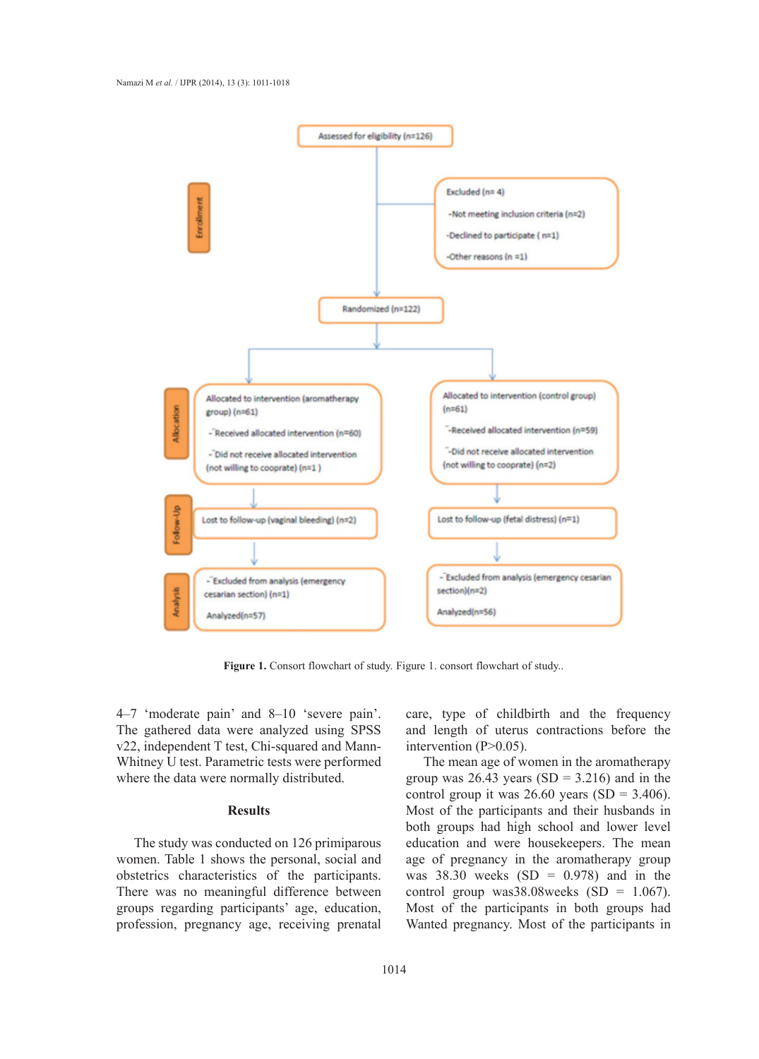Assessed for eligibility (n=126)

Enrollment

Excluded (n= 4)
- -Not meeting inclusion criteria (n=2)
- -Declined to participate ( n=1)
- -Other reasons (n =1)

Randomized (n=122)

Allocation

Allocated to intervention (aromatherapy group) (n=61)
- -Received allocated intervention (n=60)
- -Did not receive allocated intervention (not willing to cooprate) (n=1 )

Allocated to intervention (control group) (n=61)
- -Received allocated intervention (n=59)
- -Did not receive allocated intervention (not willing to cooprate) (n=2)

Follow-Up

Lost to follow-up (vaginal bleeding) (n=2)

Lost to follow-up (fetal distress) (n=1)

Analysis

- -Excluded from analysis (emergency cesarian section) (n=1)

Analyzed(n=57)

- -Excluded from analysis (emergency cesarian section)(n=2)

Analyzed(n=56)

**Figure 1.** Consort flowchart of study. Figure 1. consort flowchart of study..

4–7 'moderate pain' and 8–10 'severe pain'. The gathered data were analyzed using SPSS v22, independent T test, Chi-squared and Mann-Whitney U test. Parametric tests were performed where the data were normally distributed.

## Results

The study was conducted on 126 primiparous women. Table 1 shows the personal, social and obstetrics characteristics of the participants. There was no meaningful difference between groups regarding participants' age, education, profession, pregnancy age, receiving prenatal care, type of childbirth and the frequency and length of uterus contractions before the intervention (P>0.05).

The mean age of women in the aromatherapy group was 26.43 years (SD = 3.216) and in the control group it was 26.60 years (SD = 3.406). Most of the participants and their husbands in both groups had high school and lower level education and were housekeepers. The mean age of pregnancy in the aromatherapy group was 38.30 weeks (SD = 0.978) and in the control group was38.08weeks (SD = 1.067). Most of the participants in both groups had Wanted pregnancy. Most of the participants in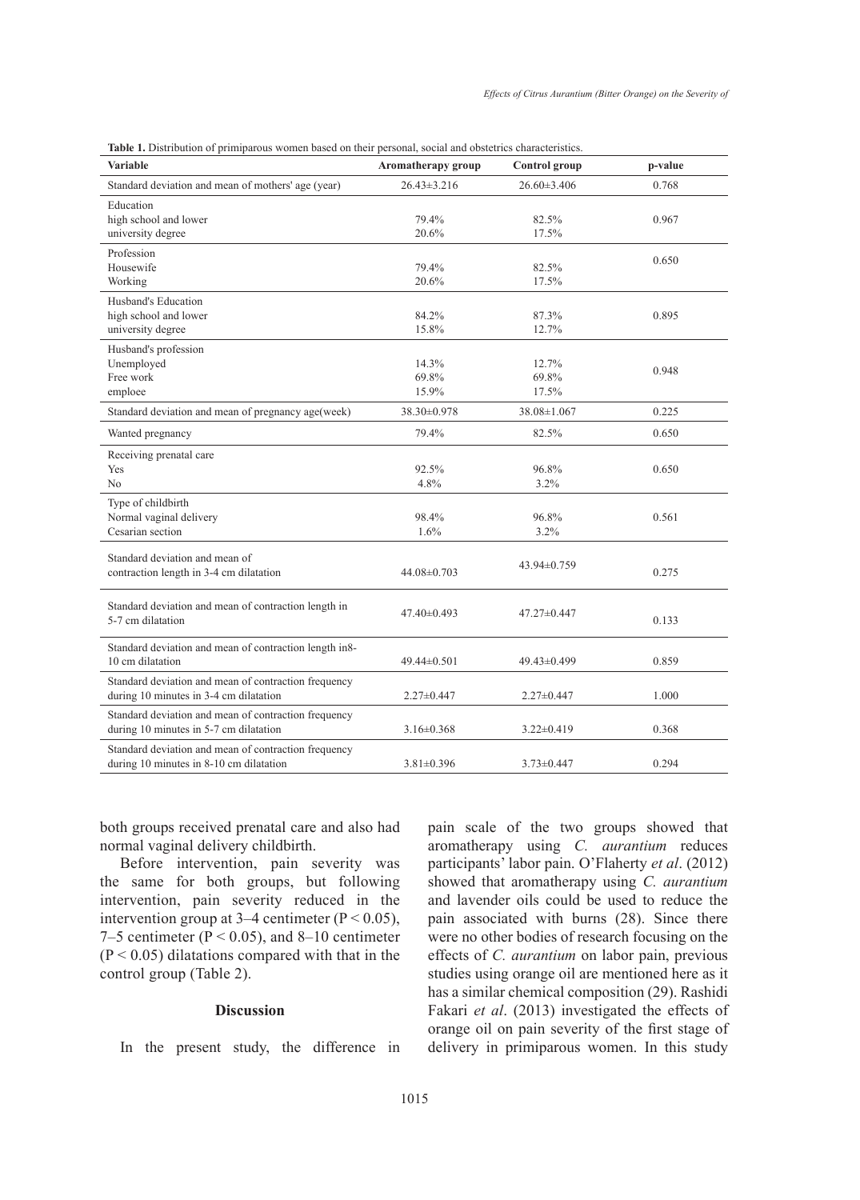**Table 1.** Distribution of primiparous women based on their personal, social and obstetrics characteristics.

| Variable | Aromatherapy group | Control group | p-value |
|---|---|---|---|
| Standard deviation and mean of mothers' age (year) | 26.43±3.216 | 26.60±3.406 | 0.768 |
| Education | | | |
| high school and lower | 79.4% | 82.5% | 0.967 |
| university degree | 20.6% | 17.5% | |
| Profession | | | 0.650 |
| Housewife | 79.4% | 82.5% | |
| Working | 20.6% | 17.5% | |
| Husband's Education | | | |
| high school and lower | 84.2% | 87.3% | 0.895 |
| university degree | 15.8% | 12.7% | |
| Husband's profession | | | |
| Unemployed | 14.3% | 12.7% | 0.948 |
| Free work | 69.8% | 69.8% | |
| emploee | 15.9% | 17.5% | |
| Standard deviation and mean of pregnancy age(week) | 38.30±0.978 | 38.08±1.067 | 0.225 |
| Wanted pregnancy | 79.4% | 82.5% | 0.650 |
| Receiving prenatal care | | | |
| Yes | 92.5% | 96.8% | 0.650 |
| No | 4.8% | 3.2% | |
| Type of childbirth | | | |
| Normal vaginal delivery | 98.4% | 96.8% | 0.561 |
| Cesarian section | 1.6% | 3.2% | |
| Standard deviation and mean of contraction length in 3-4 cm dilatation | 44.08±0.703 | 43.94±0.759 | 0.275 |
| Standard deviation and mean of contraction length in 5-7 cm dilatation | 47.40±0.493 | 47.27±0.447 | 0.133 |
| Standard deviation and mean of contraction length in8-10 cm dilatation | 49.44±0.501 | 49.43±0.499 | 0.859 |
| Standard deviation and mean of contraction frequency during 10 minutes in 3-4 cm dilatation | 2.27±0.447 | 2.27±0.447 | 1.000 |
| Standard deviation and mean of contraction frequency during 10 minutes in 5-7 cm dilatation | 3.16±0.368 | 3.22±0.419 | 0.368 |
| Standard deviation and mean of contraction frequency during 10 minutes in 8-10 cm dilatation | 3.81±0.396 | 3.73±0.447 | 0.294 |

both groups received prenatal care and also had normal vaginal delivery childbirth.

Before intervention, pain severity was the same for both groups, but following intervention, pain severity reduced in the intervention group at 3–4 centimeter ($P < 0.05$), 7–5 centimeter ($P < 0.05$), and 8–10 centimeter ($P < 0.05$) dilatations compared with that in the control group (Table 2).

## Discussion

In the present study, the difference in pain scale of the two groups showed that aromatherapy using *C. aurantium* reduces participants' labor pain. O'Flaherty *et al*. (2012) showed that aromatherapy using *C. aurantium* and lavender oils could be used to reduce the pain associated with burns (28). Since there were no other bodies of research focusing on the effects of *C. aurantium* on labor pain, previous studies using orange oil are mentioned here as it has a similar chemical composition (29). Rashidi Fakari *et al*. (2013) investigated the effects of orange oil on pain severity of the first stage of delivery in primiparous women. In this study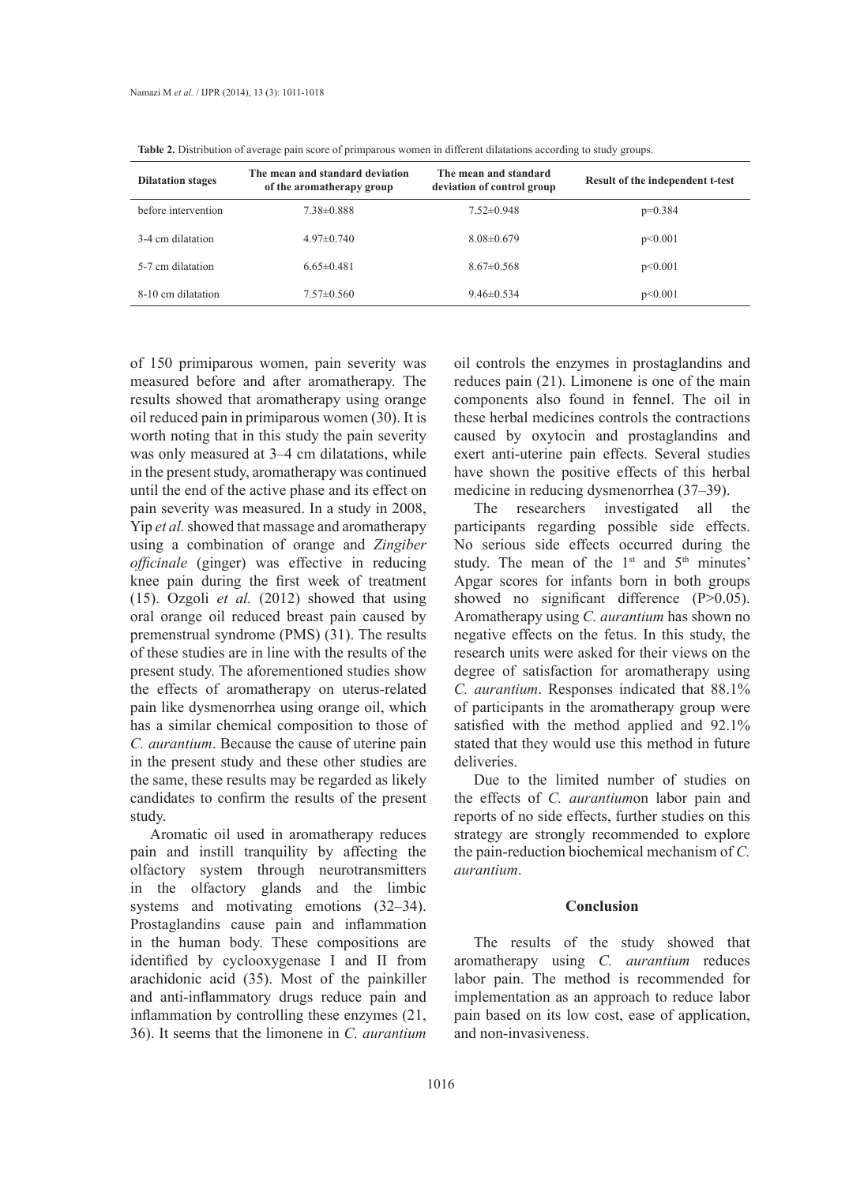**Table 2.** Distribution of average pain score of primparous women in different dilatations according to study groups.

| Dilatation stages | The mean and standard deviation of the aromatherapy group | The mean and standard deviation of control group | Result of the independent t-test |
|---|---|---|---|
| before intervention | 7.38±0.888 | 7.52±0.948 | p=0.384 |
| 3-4 cm dilatation | 4.97±0.740 | 8.08±0.679 | p<0.001 |
| 5-7 cm dilatation | 6.65±0.481 | 8.67±0.568 | p<0.001 |
| 8-10 cm dilatation | 7.57±0.560 | 9.46±0.534 | p<0.001 |

of 150 primiparous women, pain severity was measured before and after aromatherapy. The results showed that aromatherapy using orange oil reduced pain in primiparous women (30). It is worth noting that in this study the pain severity was only measured at 3–4 cm dilatations, while in the present study, aromatherapy was continued until the end of the active phase and its effect on pain severity was measured. In a study in 2008, Yip *et al.* showed that massage and aromatherapy using a combination of orange and *Zingiber officinale* (ginger) was effective in reducing knee pain during the first week of treatment (15). Ozgoli *et al.* (2012) showed that using oral orange oil reduced breast pain caused by premenstrual syndrome (PMS) (31). The results of these studies are in line with the results of the present study. The aforementioned studies show the effects of aromatherapy on uterus-related pain like dysmenorrhea using orange oil, which has a similar chemical composition to those of *C. aurantium*. Because the cause of uterine pain in the present study and these other studies are the same, these results may be regarded as likely candidates to confirm the results of the present study.

Aromatic oil used in aromatherapy reduces pain and instill tranquility by affecting the olfactory system through neurotransmitters in the olfactory glands and the limbic systems and motivating emotions (32–34). Prostaglandins cause pain and inflammation in the human body. These compositions are identified by cyclooxygenase I and II from arachidonic acid (35). Most of the painkiller and anti-inflammatory drugs reduce pain and inflammation by controlling these enzymes (21, 36). It seems that the limonene in *C. aurantium* oil controls the enzymes in prostaglandins and reduces pain (21). Limonene is one of the main components also found in fennel. The oil in these herbal medicines controls the contractions caused by oxytocin and prostaglandins and exert anti-uterine pain effects. Several studies have shown the positive effects of this herbal medicine in reducing dysmenorrhea (37–39).

The researchers investigated all the participants regarding possible side effects. No serious side effects occurred during the study. The mean of the 1st and 5th minutes' Apgar scores for infants born in both groups showed no significant difference (P>0.05). Aromatherapy using *C. aurantium* has shown no negative effects on the fetus. In this study, the research units were asked for their views on the degree of satisfaction for aromatherapy using *C. aurantium*. Responses indicated that 88.1% of participants in the aromatherapy group were satisfied with the method applied and 92.1% stated that they would use this method in future deliveries.

Due to the limited number of studies on the effects of *C. aurantium*on labor pain and reports of no side effects, further studies on this strategy are strongly recommended to explore the pain-reduction biochemical mechanism of *C. aurantium*.

## Conclusion

The results of the study showed that aromatherapy using *C. aurantium* reduces labor pain. The method is recommended for implementation as an approach to reduce labor pain based on its low cost, ease of application, and non-invasiveness.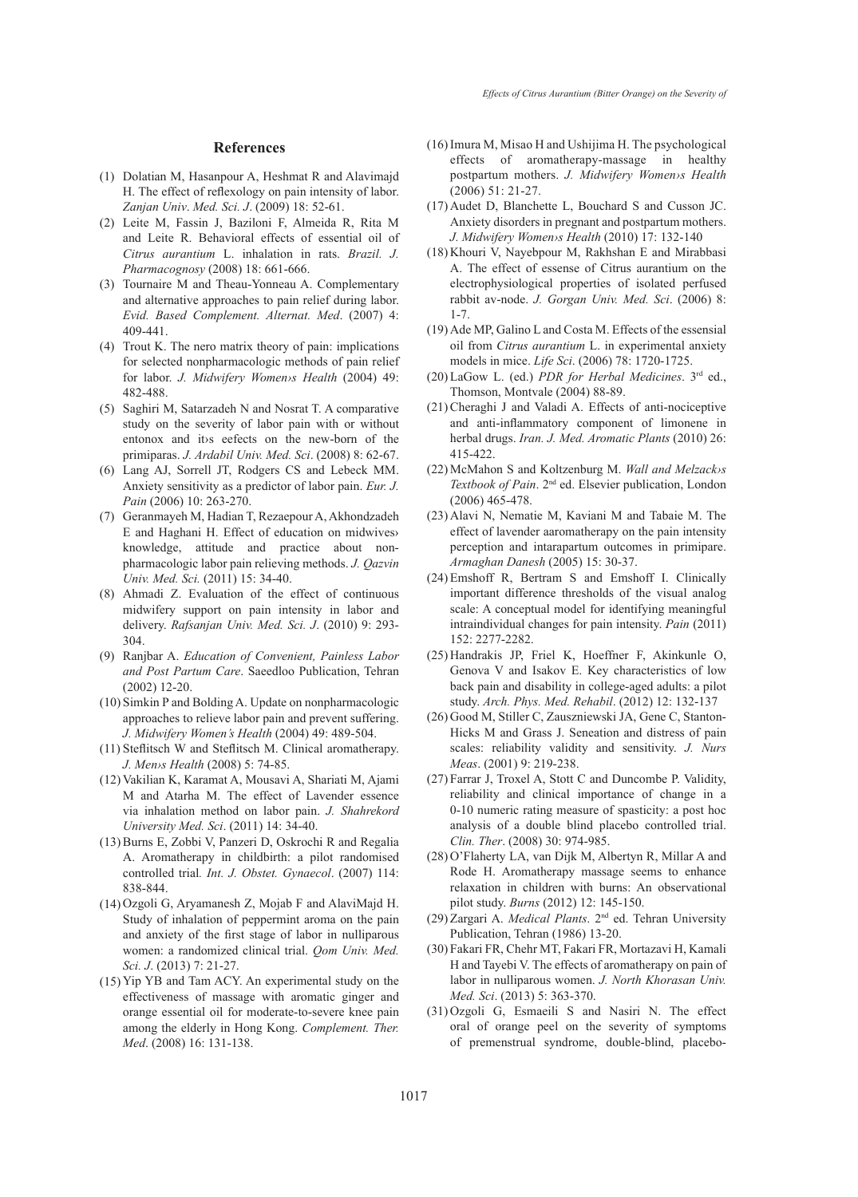## References

(1) Dolatian M, Hasanpour A, Heshmat R and Alavimajd H. The effect of reflexology on pain intensity of labor. *Zanjan Univ. Med. Sci. J*. (2009) 18: 52-61.

(2) Leite M, Fassin J, Baziloni F, Almeida R, Rita M and Leite R. Behavioral effects of essential oil of *Citrus aurantium* L. inhalation in rats. *Brazil. J. Pharmacognosy* (2008) 18: 661-666.

(3) Tournaire M and Theau-Yonneau A. Complementary and alternative approaches to pain relief during labor. *Evid. Based Complement. Alternat. Med*. (2007) 4: 409-441.

(4) Trout K. The nero matrix theory of pain: implications for selected nonpharmacologic methods of pain relief for labor. *J. Midwifery Women›s Health* (2004) 49: 482-488.

(5) Saghiri M, Satarzadeh N and Nosrat T. A comparative study on the severity of labor pain with or without entonox and it›s eefects on the new-born of the primiparas. *J. Ardabil Univ. Med. Sci*. (2008) 8: 62-67.

(6) Lang AJ, Sorrell JT, Rodgers CS and Lebeck MM. Anxiety sensitivity as a predictor of labor pain. *Eur. J. Pain* (2006) 10: 263-270.

(7) Geranmayeh M, Hadian T, Rezaepour A, Akhondzadeh E and Haghani H. Effect of education on midwives› knowledge, attitude and practice about non-pharmacologic labor pain relieving methods. *J. Qazvin Univ. Med. Sci.* (2011) 15: 34-40.

(8) Ahmadi Z. Evaluation of the effect of continuous midwifery support on pain intensity in labor and delivery. *Rafsanjan Univ. Med. Sci. J*. (2010) 9: 293-304.

(9) Ranjbar A. *Education of Convenient, Painless Labor and Post Partum Care*. Saeedloo Publication, Tehran (2002) 12-20.

(10) Simkin P and Bolding A. Update on nonpharmacologic approaches to relieve labor pain and prevent suffering. *J. Midwifery Women's Health* (2004) 49: 489-504.

(11) Steflitsch W and Steflitsch M. Clinical aromatherapy. *J. Men›s Health* (2008) 5: 74-85.

(12) Vakilian K, Karamat A, Mousavi A, Shariati M, Ajami M and Atarha M. The effect of Lavender essence via inhalation method on labor pain. *J. Shahrekord University Med. Sci*. (2011) 14: 34-40.

(13) Burns E, Zobbi V, Panzeri D, Oskrochi R and Regalia A. Aromatherapy in childbirth: a pilot randomised controlled trial*. Int. J. Obstet. Gynaecol*. (2007) 114: 838-844.

(14) Ozgoli G, Aryamanesh Z, Mojab F and AlaviMajd H. Study of inhalation of peppermint aroma on the pain and anxiety of the first stage of labor in nulliparous women: a randomized clinical trial. *Qom Univ. Med. Sci. J*. (2013) 7: 21-27.

(15) Yip YB and Tam ACY. An experimental study on the effectiveness of massage with aromatic ginger and orange essential oil for moderate-to-severe knee pain among the elderly in Hong Kong. *Complement. Ther. Med*. (2008) 16: 131-138.

(16) Imura M, Misao H and Ushijima H. The psychological effects of aromatherapy-massage in healthy postpartum mothers. *J. Midwifery Women›s Health* (2006) 51: 21-27.

(17) Audet D, Blanchette L, Bouchard S and Cusson JC. Anxiety disorders in pregnant and postpartum mothers. *J. Midwifery Women›s Health* (2010) 17: 132-140

(18) Khouri V, Nayebpour M, Rakhshan E and Mirabbasi A. The effect of essense of Citrus aurantium on the electrophysiological properties of isolated perfused rabbit av-node. *J. Gorgan Univ. Med. Sci*. (2006) 8: 1-7.

(19) Ade MP, Galino L and Costa M. Effects of the essensial oil from *Citrus aurantium* L. in experimental anxiety models in mice. *Life Sci*. (2006) 78: 1720-1725.

(20) LaGow L. (ed.) *PDR for Herbal Medicines*. 3rd ed., Thomson, Montvale (2004) 88-89.

(21) Cheraghi J and Valadi A. Effects of anti-nociceptive and anti-inflammatory component of limonene in herbal drugs. *Iran. J. Med. Aromatic Plants* (2010) 26: 415-422.

(22) McMahon S and Koltzenburg M. *Wall and Melzack›s Textbook of Pain*. 2nd ed. Elsevier publication, London (2006) 465-478.

(23) Alavi N, Nematie M, Kaviani M and Tabaie M. The effect of lavender aaromatherapy on the pain intensity perception and intarapartum outcomes in primipare. *Armaghan Danesh* (2005) 15: 30-37.

(24) Emshoff R, Bertram S and Emshoff I. Clinically important difference thresholds of the visual analog scale: A conceptual model for identifying meaningful intraindividual changes for pain intensity. *Pain* (2011) 152: 2277-2282.

(25) Handrakis JP, Friel K, Hoeffner F, Akinkunle O, Genova V and Isakov E. Key characteristics of low back pain and disability in college-aged adults: a pilot study. *Arch. Phys. Med. Rehabil*. (2012) 12: 132-137

(26) Good M, Stiller C, Zauszniewski JA, Gene C, Stanton-Hicks M and Grass J. Seneation and distress of pain scales: reliability validity and sensitivity. *J. Nurs Meas*. (2001) 9: 219-238.

(27) Farrar J, Troxel A, Stott C and Duncombe P. Validity, reliability and clinical importance of change in a 0-10 numeric rating measure of spasticity: a post hoc analysis of a double blind placebo controlled trial. *Clin. Ther*. (2008) 30: 974-985.

(28) O'Flaherty LA, van Dijk M, Albertyn R, Millar A and Rode H. Aromatherapy massage seems to enhance relaxation in children with burns: An observational pilot study. *Burns* (2012) 12: 145-150.

(29) Zargari A. *Medical Plants*. 2nd ed. Tehran University Publication, Tehran (1986) 13-20.

(30) Fakari FR, Chehr MT, Fakari FR, Mortazavi H, Kamali H and Tayebi V. The effects of aromatherapy on pain of labor in nulliparous women. *J. North Khorasan Univ. Med. Sci*. (2013) 5: 363-370.

(31) Ozgoli G, Esmaeili S and Nasiri N. The effect oral of orange peel on the severity of symptoms of premenstrual syndrome, double-blind, placebo-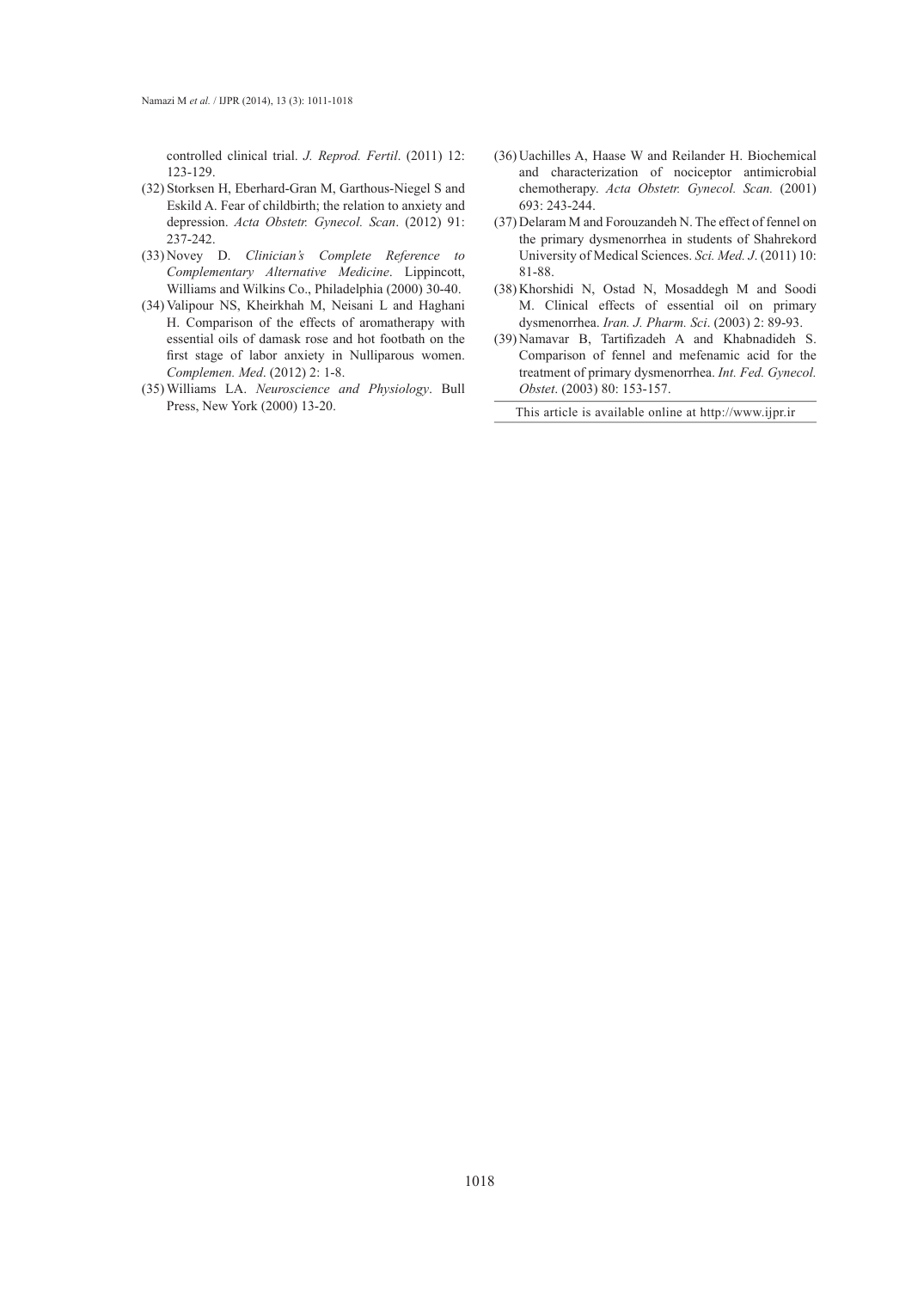controlled clinical trial. *J. Reprod. Fertil*. (2011) 12: 123-129.

(32) Storksen H, Eberhard-Gran M, Garthous-Niegel S and Eskild A. Fear of childbirth; the relation to anxiety and depression. *Acta Obstetr. Gynecol. Scan*. (2012) 91: 237-242.

(33) Novey D. *Clinician's Complete Reference to Complementary Alternative Medicine*. Lippincott, Williams and Wilkins Co., Philadelphia (2000) 30-40.

(34) Valipour NS, Kheirkhah M, Neisani L and Haghani H. Comparison of the effects of aromatherapy with essential oils of damask rose and hot footbath on the first stage of labor anxiety in Nulliparous women. *Complemen. Med*. (2012) 2: 1-8.

(35) Williams LA. *Neuroscience and Physiology*. Bull Press, New York (2000) 13-20.

(36) Uachilles A, Haase W and Reilander H. Biochemical and characterization of nociceptor antimicrobial chemotherapy. *Acta Obstetr. Gynecol. Scan.* (2001) 693: 243-244.

(37) Delaram M and Forouzandeh N. The effect of fennel on the primary dysmenorrhea in students of Shahrekord University of Medical Sciences. *Sci. Med. J*. (2011) 10: 81-88.

(38) Khorshidi N, Ostad N, Mosaddegh M and Soodi M. Clinical effects of essential oil on primary dysmenorrhea. *Iran. J. Pharm. Sci*. (2003) 2: 89-93.

(39) Namavar B, Tartifizadeh A and Khabnadideh S. Comparison of fennel and mefenamic acid for the treatment of primary dysmenorrhea. *Int. Fed. Gynecol. Obstet*. (2003) 80: 153-157.

This article is available online at http://www.ijpr.ir